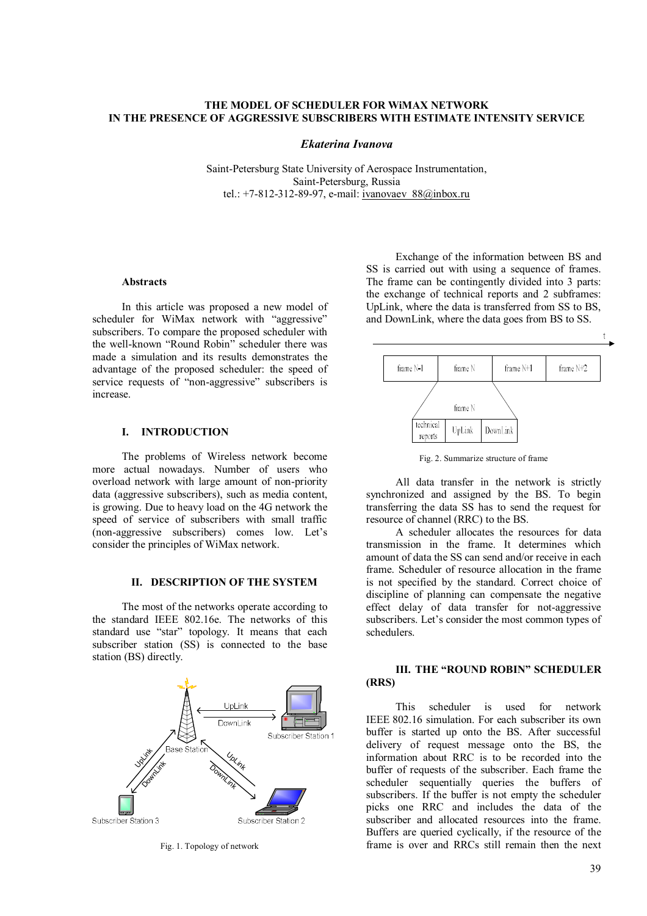# THE MODEL OF SCHEDULER FOR WiMAX NETWORK IN THE PRESENCE OF AGGRESSIVE SUBSCRIBERS WITH ESTIMATE INTENSITY SERVICE

***Ekaterina Ivanova***

Saint-Petersburg State University of Aerospace Instrumentation,
Saint-Petersburg, Russia
tel.: +7-812-312-89-97, e-mail: ivanovaev_88@inbox.ru

**Abstracts**

In this article was proposed a new model of scheduler for WiMax network with "aggressive" subscribers. To compare the proposed scheduler with the well-known "Round Robin" scheduler there was made a simulation and its results demonstrates the advantage of the proposed scheduler: the speed of service requests of "non-aggressive" subscribers is increase.

## I. INTRODUCTION

The problems of Wireless network become more actual nowadays. Number of users who overload network with large amount of non-priority data (aggressive subscribers), such as media content, is growing. Due to heavy load on the 4G network the speed of service of subscribers with small traffic (non-aggressive subscribers) comes low. Let's consider the principles of WiMax network.

## II. DESCRIPTION OF THE SYSTEM

The most of the networks operate according to the standard IEEE 802.16e. The networks of this standard use "star" topology. It means that each subscriber station (SS) is connected to the base station (BS) directly.

Fig. 1. Topology of network

Exchange of the information between BS and SS is carried out with using a sequence of frames. The frame can be contingently divided into 3 parts: the exchange of technical reports and 2 subframes: UpLink, where the data is transferred from SS to BS, and DownLink, where the data goes from BS to SS.

Fig. 2. Summarize structure of frame

All data transfer in the network is strictly synchronized and assigned by the BS. To begin transferring the data SS has to send the request for resource of channel (RRC) to the BS.

A scheduler allocates the resources for data transmission in the frame. It determines which amount of data the SS can send and/or receive in each frame. Scheduler of resource allocation in the frame is not specified by the standard. Correct choice of discipline of planning can compensate the negative effect delay of data transfer for not-aggressive subscribers. Let's consider the most common types of schedulers.

## III. THE "ROUND ROBIN" SCHEDULER (RRS)

This scheduler is used for network IEEE 802.16 simulation. For each subscriber its own buffer is started up onto the BS. After successful delivery of request message onto the BS, the information about RRC is to be recorded into the buffer of requests of the subscriber. Each frame the scheduler sequentially queries the buffers of subscribers. If the buffer is not empty the scheduler picks one RRC and includes the data of subscriber and allocated resources into the frame. Buffers are queried cyclically, if the resource of the frame is over and RRCs still remain then the next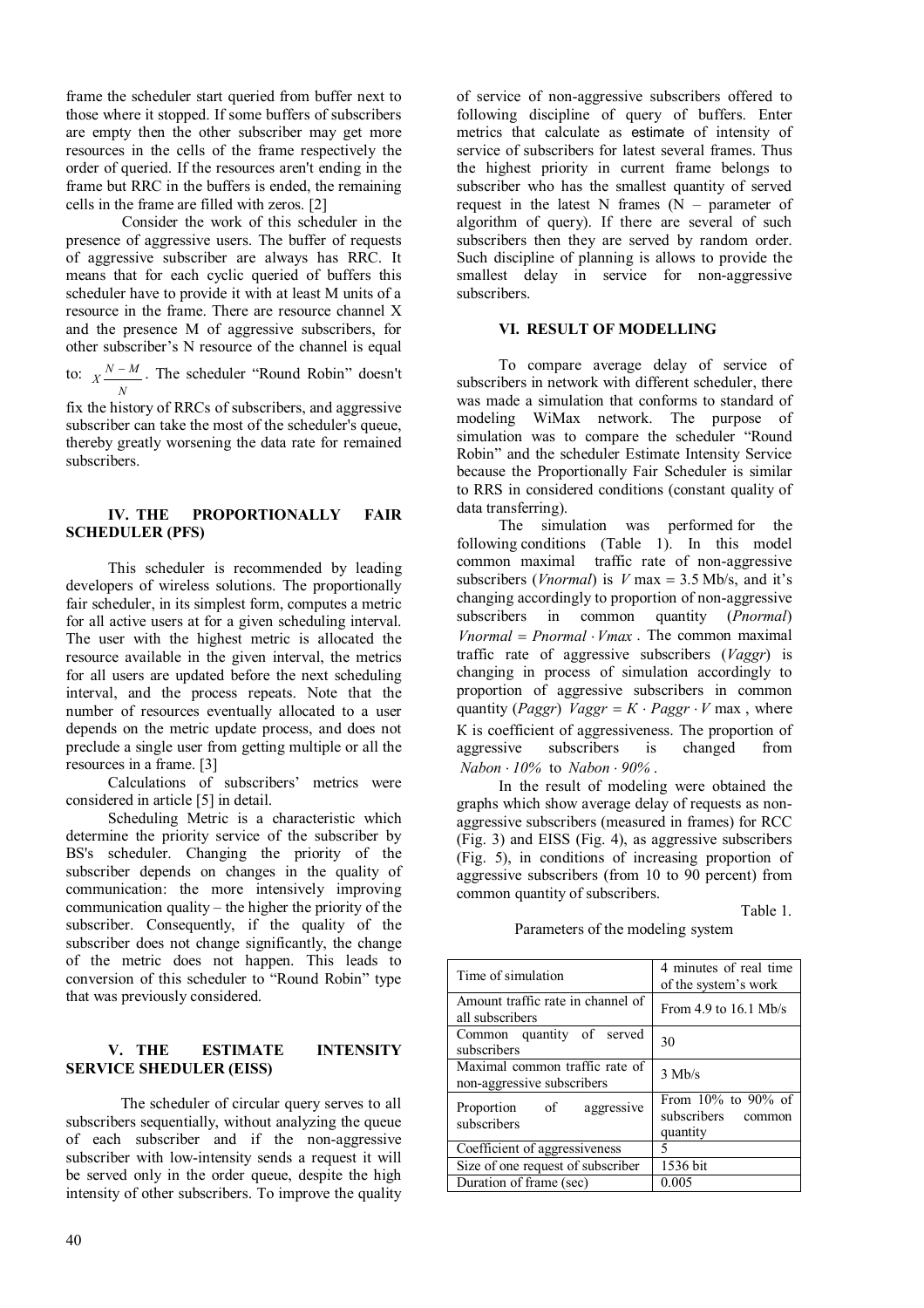frame the scheduler start queried from buffer next to those where it stopped. If some buffers of subscribers are empty then the other subscriber may get more resources in the cells of the frame respectively the order of queried. If the resources aren't ending in the frame but RRC in the buffers is ended, the remaining cells in the frame are filled with zeros. [2]

Consider the work of this scheduler in the presence of aggressive users. The buffer of requests of aggressive subscriber are always has RRC. It means that for each cyclic queried of buffers this scheduler have to provide it with at least M units of a resource in the frame. There are resource channel X and the presence M of aggressive subscribers, for other subscriber's N resource of the channel is equal to: $X\frac{N-M}{N}$. The scheduler "Round Robin" doesn't fix the history of RRCs of subscribers, and aggressive subscriber can take the most of the scheduler's queue, thereby greatly worsening the data rate for remained subscribers.

## IV. THE PROPORTIONALLY FAIR SCHEDULER (PFS)

This scheduler is recommended by leading developers of wireless solutions. The proportionally fair scheduler, in its simplest form, computes a metric for all active users at for a given scheduling interval. The user with the highest metric is allocated the resource available in the given interval, the metrics for all users are updated before the next scheduling interval, and the process repeats. Note that the number of resources eventually allocated to a user depends on the metric update process, and does not preclude a single user from getting multiple or all the resources in a frame. [3]

Calculations of subscribers' metrics were considered in article [5] in detail.

Scheduling Metric is a characteristic which determine the priority service of the subscriber by BS's scheduler. Changing the priority of the subscriber depends on changes in the quality of communication: the more intensively improving communication quality – the higher the priority of the subscriber. Consequently, if the quality of the subscriber does not change significantly, the change of the metric does not happen. This leads to conversion of this scheduler to "Round Robin" type that was previously considered.

## V. THE ESTIMATE INTENSITY SERVICE SHEDULER (EISS)

The scheduler of circular query serves to all subscribers sequentially, without analyzing the queue of each subscriber and if the non-aggressive subscriber with low-intensity sends a request it will be served only in the order queue, despite the high intensity of other subscribers. To improve the quality of service of non-aggressive subscribers offered to following discipline of query of buffers. Enter metrics that calculate as estimate of intensity of service of subscribers for latest several frames. Thus the highest priority in current frame belongs to subscriber who has the smallest quantity of served request in the latest N frames (N – parameter of algorithm of query). If there are several of such subscribers then they are served by random order. Such discipline of planning is allows to provide the smallest delay in service for non-aggressive subscribers.

## VI. RESULT OF MODELLING

To compare average delay of service of subscribers in network with different scheduler, there was made a simulation that conforms to standard of modeling WiMax network. The purpose of simulation was to compare the scheduler "Round Robin" and the scheduler Estimate Intensity Service because the Proportionally Fair Scheduler is similar to RRS in considered conditions (constant quality of data transferring).

The simulation was performed for the following conditions (Table 1). In this model common maximal traffic rate of non-aggressive subscribers (*Vnormal*) is $V\max = 3.5$ Mb/s, and it's changing accordingly to proportion of non-aggressive subscribers in common quantity (*Pnormal*) $Vnormal = Pnormal \cdot Vmax$. The common maximal traffic rate of aggressive subscribers (*Vaggr*) is changing in process of simulation accordingly to proportion of aggressive subscribers in common quantity (*Paggr*) $Vaggr = K \cdot Paggr \cdot V\max$, where K is coefficient of aggressiveness. The proportion of aggressive subscribers is changed from $Nabon \cdot 10\%$ to $Nabon \cdot 90\%$.

In the result of modeling were obtained the graphs which show average delay of requests as non-aggressive subscribers (measured in frames) for RCC (Fig. 3) and EISS (Fig. 4), as aggressive subscribers (Fig. 5), in conditions of increasing proportion of aggressive subscribers (from 10 to 90 percent) from common quantity of subscribers.

Table 1.

Parameters of the modeling system

| Parameter | Value |
|---|---|
| Time of simulation | 4 minutes of real time of the system's work |
| Amount traffic rate in channel of all subscribers | From 4.9 to 16.1 Mb/s |
| Common quantity of served subscribers | 30 |
| Maximal common traffic rate of non-aggressive subscribers | 3 Mb/s |
| Proportion of aggressive subscribers | From 10% to 90% of subscribers common quantity |
| Coefficient of aggressiveness | 5 |
| Size of one request of subscriber | 1536 bit |
| Duration of frame (sec) | 0.005 |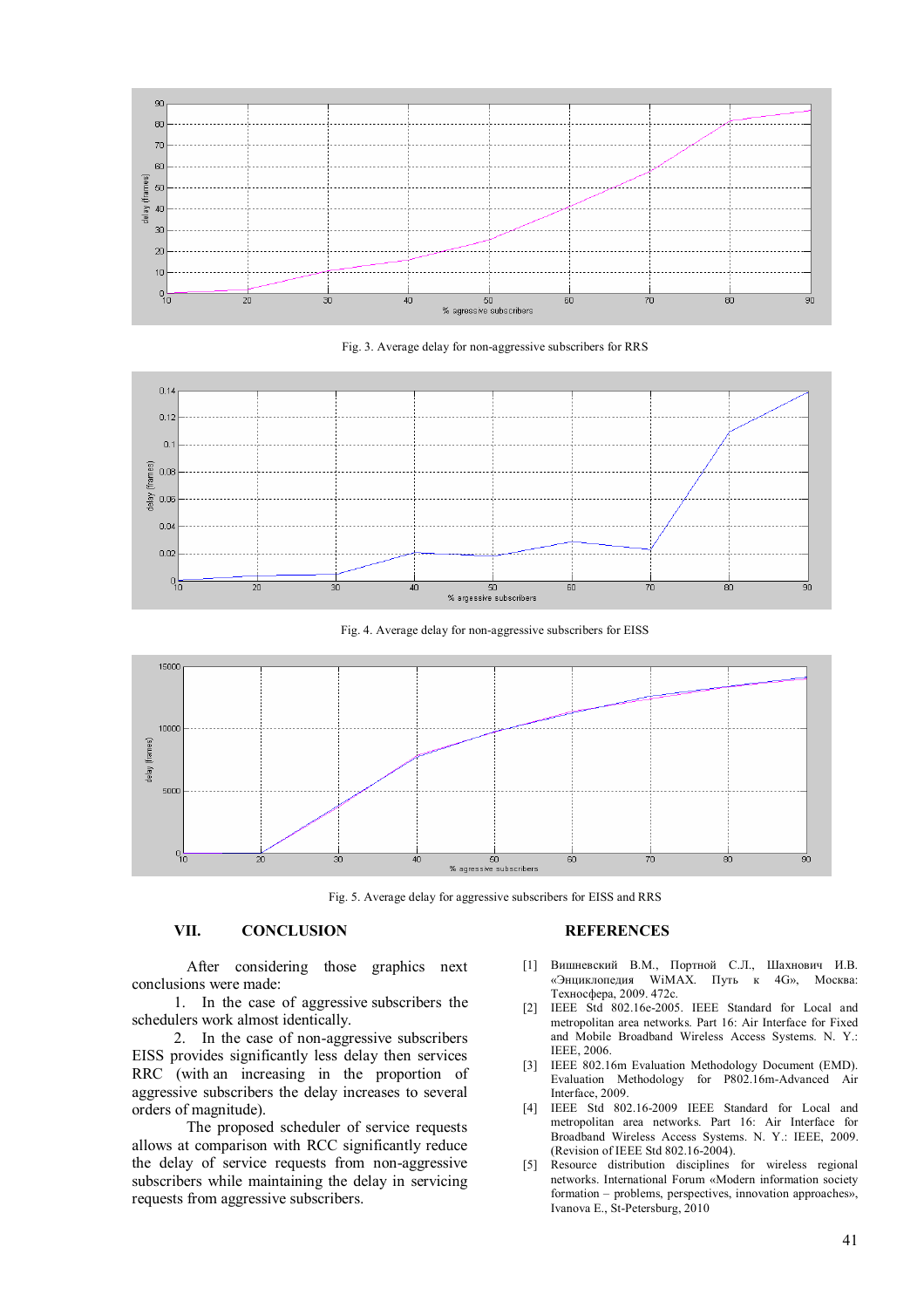90
80
70
60
50
40
30
20
10
0
delay (frames)
10 20 30 40 50 60 70 80 90
% agressive subscribers

Fig. 3. Average delay for non-aggressive subscribers for RRS

0.14
0.12
0.1
0.08
0.06
0.04
0.02
0
delay (frames)
10 20 30 40 50 60 70 80 90
% argessive subscribers

Fig. 4. Average delay for non-aggressive subscribers for EISS

15000
10000
5000
0
delay (frames)
10 20 30 40 50 60 70 80 90
% agressive subscribers

Fig. 5. Average delay for aggressive subscribers for EISS and RRS

## VII. CONCLUSION

After considering those graphics next conclusions were made:

1. In the case of aggressive subscribers the schedulers work almost identically.
2. In the case of non-aggressive subscribers EISS provides significantly less delay then services RRC (with an increasing in the proportion of aggressive subscribers the delay increases to several orders of magnitude).

The proposed scheduler of service requests allows at comparison with RCC significantly reduce the delay of service requests from non-aggressive subscribers while maintaining the delay in servicing requests from aggressive subscribers.

## REFERENCES

[1] Вишневский В.М., Портной С.Л., Шахнович И.В. «Энциклопедия WiMAX. Путь к 4G», Москва: Техносфера, 2009. 472с.

[2] IEEE Std 802.16e-2005. IEEE Standard for Local and metropolitan area networks. Part 16: Air Interface for Fixed and Mobile Broadband Wireless Access Systems. N. Y.: IEEE, 2006.

[3] IEEE 802.16m Evaluation Methodology Document (EMD). Evaluation Methodology for P802.16m-Advanced Air Interface, 2009.

[4] IEEE Std 802.16-2009 IEEE Standard for Local and metropolitan area networks. Part 16: Air Interface for Broadband Wireless Access Systems. N. Y.: IEEE, 2009. (Revision of IEEE Std 802.16-2004).

[5] Resource distribution disciplines for wireless regional networks. International Forum «Modern information society formation – problems, perspectives, innovation approaches», Ivanova E., St-Petersburg, 2010